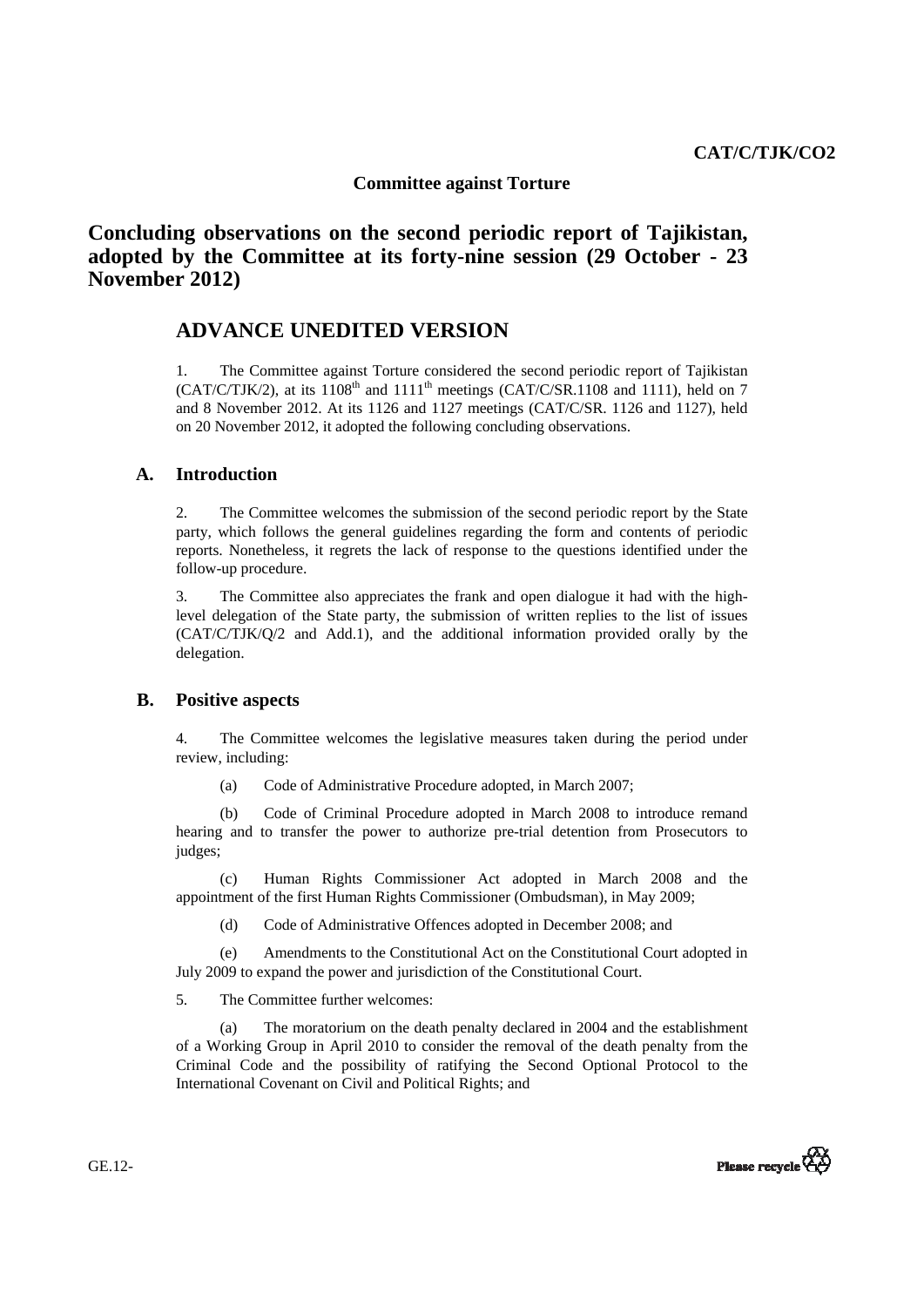**CAT/C/TJK/CO2**

**Committee against Torture**

# Concluding observations on the second periodic report of Tajikistan, adopted by the Committee at its forty-nine session (29 October - 23 November 2012)

## ADVANCE UNEDITED VERSION

1. The Committee against Torture considered the second periodic report of Tajikistan (CAT/C/TJK/2), at its 1108th and 1111th meetings (CAT/C/SR.1108 and 1111), held on 7 and 8 November 2012. At its 1126 and 1127 meetings (CAT/C/SR. 1126 and 1127), held on 20 November 2012, it adopted the following concluding observations.

### A. Introduction

2. The Committee welcomes the submission of the second periodic report by the State party, which follows the general guidelines regarding the form and contents of periodic reports. Nonetheless, it regrets the lack of response to the questions identified under the follow-up procedure.

3. The Committee also appreciates the frank and open dialogue it had with the high-level delegation of the State party, the submission of written replies to the list of issues (CAT/C/TJK/Q/2 and Add.1), and the additional information provided orally by the delegation.

### B. Positive aspects

4. The Committee welcomes the legislative measures taken during the period under review, including:

(a) Code of Administrative Procedure adopted, in March 2007;

(b) Code of Criminal Procedure adopted in March 2008 to introduce remand hearing and to transfer the power to authorize pre-trial detention from Prosecutors to judges;

(c) Human Rights Commissioner Act adopted in March 2008 and the appointment of the first Human Rights Commissioner (Ombudsman), in May 2009;

(d) Code of Administrative Offences adopted in December 2008; and

(e) Amendments to the Constitutional Act on the Constitutional Court adopted in July 2009 to expand the power and jurisdiction of the Constitutional Court.

5. The Committee further welcomes:

(a) The moratorium on the death penalty declared in 2004 and the establishment of a Working Group in April 2010 to consider the removal of the death penalty from the Criminal Code and the possibility of ratifying the Second Optional Protocol to the International Covenant on Civil and Political Rights; and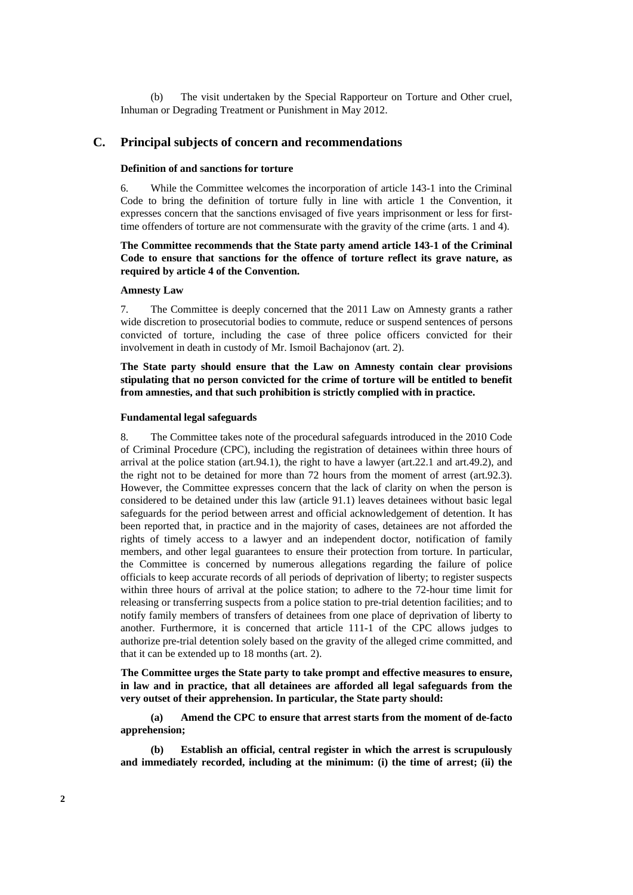(b) The visit undertaken by the Special Rapporteur on Torture and Other cruel, Inhuman or Degrading Treatment or Punishment in May 2012.

## C. Principal subjects of concern and recommendations

### Definition of and sanctions for torture

6. While the Committee welcomes the incorporation of article 143-1 into the Criminal Code to bring the definition of torture fully in line with article 1 the Convention, it expresses concern that the sanctions envisaged of five years imprisonment or less for first-time offenders of torture are not commensurate with the gravity of the crime (arts. 1 and 4).

**The Committee recommends that the State party amend article 143-1 of the Criminal Code to ensure that sanctions for the offence of torture reflect its grave nature, as required by article 4 of the Convention.**

### Amnesty Law

7. The Committee is deeply concerned that the 2011 Law on Amnesty grants a rather wide discretion to prosecutorial bodies to commute, reduce or suspend sentences of persons convicted of torture, including the case of three police officers convicted for their involvement in death in custody of Mr. Ismoil Bachajonov (art. 2).

**The State party should ensure that the Law on Amnesty contain clear provisions stipulating that no person convicted for the crime of torture will be entitled to benefit from amnesties, and that such prohibition is strictly complied with in practice.**

### Fundamental legal safeguards

8. The Committee takes note of the procedural safeguards introduced in the 2010 Code of Criminal Procedure (CPC), including the registration of detainees within three hours of arrival at the police station (art.94.1), the right to have a lawyer (art.22.1 and art.49.2), and the right not to be detained for more than 72 hours from the moment of arrest (art.92.3). However, the Committee expresses concern that the lack of clarity on when the person is considered to be detained under this law (article 91.1) leaves detainees without basic legal safeguards for the period between arrest and official acknowledgement of detention. It has been reported that, in practice and in the majority of cases, detainees are not afforded the rights of timely access to a lawyer and an independent doctor, notification of family members, and other legal guarantees to ensure their protection from torture. In particular, the Committee is concerned by numerous allegations regarding the failure of police officials to keep accurate records of all periods of deprivation of liberty; to register suspects within three hours of arrival at the police station; to adhere to the 72-hour time limit for releasing or transferring suspects from a police station to pre-trial detention facilities; and to notify family members of transfers of detainees from one place of deprivation of liberty to another. Furthermore, it is concerned that article 111-1 of the CPC allows judges to authorize pre-trial detention solely based on the gravity of the alleged crime committed, and that it can be extended up to 18 months (art. 2).

**The Committee urges the State party to take prompt and effective measures to ensure, in law and in practice, that all detainees are afforded all legal safeguards from the very outset of their apprehension. In particular, the State party should:**

**(a) Amend the CPC to ensure that arrest starts from the moment of de-facto apprehension;**

**(b) Establish an official, central register in which the arrest is scrupulously and immediately recorded, including at the minimum: (i) the time of arrest; (ii) the**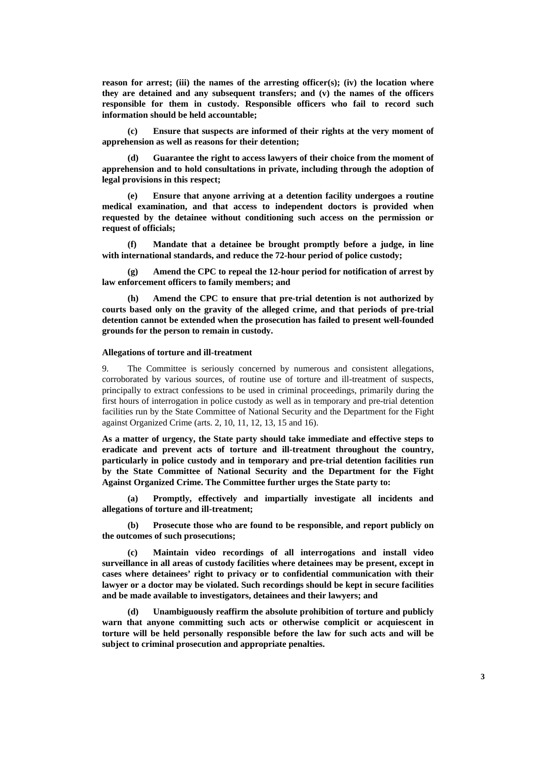**reason for arrest; (iii) the names of the arresting officer(s); (iv) the location where they are detained and any subsequent transfers; and (v) the names of the officers responsible for them in custody. Responsible officers who fail to record such information should be held accountable;**

**(c) Ensure that suspects are informed of their rights at the very moment of apprehension as well as reasons for their detention;**

**(d) Guarantee the right to access lawyers of their choice from the moment of apprehension and to hold consultations in private, including through the adoption of legal provisions in this respect;**

**(e) Ensure that anyone arriving at a detention facility undergoes a routine medical examination, and that access to independent doctors is provided when requested by the detainee without conditioning such access on the permission or request of officials;**

**(f) Mandate that a detainee be brought promptly before a judge, in line with international standards, and reduce the 72-hour period of police custody;**

**(g) Amend the CPC to repeal the 12-hour period for notification of arrest by law enforcement officers to family members; and**

**(h) Amend the CPC to ensure that pre-trial detention is not authorized by courts based only on the gravity of the alleged crime, and that periods of pre-trial detention cannot be extended when the prosecution has failed to present well-founded grounds for the person to remain in custody.**

#### Allegations of torture and ill-treatment

9. The Committee is seriously concerned by numerous and consistent allegations, corroborated by various sources, of routine use of torture and ill-treatment of suspects, principally to extract confessions to be used in criminal proceedings, primarily during the first hours of interrogation in police custody as well as in temporary and pre-trial detention facilities run by the State Committee of National Security and the Department for the Fight against Organized Crime (arts. 2, 10, 11, 12, 13, 15 and 16).

**As a matter of urgency, the State party should take immediate and effective steps to eradicate and prevent acts of torture and ill-treatment throughout the country, particularly in police custody and in temporary and pre-trial detention facilities run by the State Committee of National Security and the Department for the Fight Against Organized Crime. The Committee further urges the State party to:**

**(a) Promptly, effectively and impartially investigate all incidents and allegations of torture and ill-treatment;**

**(b) Prosecute those who are found to be responsible, and report publicly on the outcomes of such prosecutions;**

**(c) Maintain video recordings of all interrogations and install video surveillance in all areas of custody facilities where detainees may be present, except in cases where detainees' right to privacy or to confidential communication with their lawyer or a doctor may be violated. Such recordings should be kept in secure facilities and be made available to investigators, detainees and their lawyers; and**

**(d) Unambiguously reaffirm the absolute prohibition of torture and publicly warn that anyone committing such acts or otherwise complicit or acquiescent in torture will be held personally responsible before the law for such acts and will be subject to criminal prosecution and appropriate penalties.**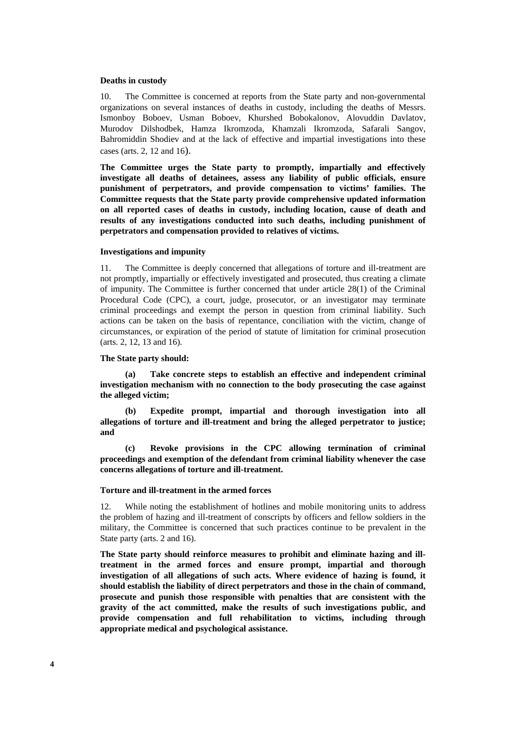**Deaths in custody**

10. The Committee is concerned at reports from the State party and non-governmental organizations on several instances of deaths in custody, including the deaths of Messrs. Ismonboy Boboev, Usman Boboev, Khurshed Bobokalonov, Alovuddin Davlatov, Murodov Dilshodbek, Hamza Ikromzoda, Khamzali Ikromzoda, Safarali Sangov, Bahromiddin Shodiev and at the lack of effective and impartial investigations into these cases (arts. 2, 12 and 16).

**The Committee urges the State party to promptly, impartially and effectively investigate all deaths of detainees, assess any liability of public officials, ensure punishment of perpetrators, and provide compensation to victims' families. The Committee requests that the State party provide comprehensive updated information on all reported cases of deaths in custody, including location, cause of death and results of any investigations conducted into such deaths, including punishment of perpetrators and compensation provided to relatives of victims.**

**Investigations and impunity**

11. The Committee is deeply concerned that allegations of torture and ill-treatment are not promptly, impartially or effectively investigated and prosecuted, thus creating a climate of impunity. The Committee is further concerned that under article 28(1) of the Criminal Procedural Code (CPC), a court, judge, prosecutor, or an investigator may terminate criminal proceedings and exempt the person in question from criminal liability. Such actions can be taken on the basis of repentance, conciliation with the victim, change of circumstances, or expiration of the period of statute of limitation for criminal prosecution (arts. 2, 12, 13 and 16).

**The State party should:**

**(a) Take concrete steps to establish an effective and independent criminal investigation mechanism with no connection to the body prosecuting the case against the alleged victim;**

**(b) Expedite prompt, impartial and thorough investigation into all allegations of torture and ill-treatment and bring the alleged perpetrator to justice; and**

**(c) Revoke provisions in the CPC allowing termination of criminal proceedings and exemption of the defendant from criminal liability whenever the case concerns allegations of torture and ill-treatment.**

**Torture and ill-treatment in the armed forces**

12. While noting the establishment of hotlines and mobile monitoring units to address the problem of hazing and ill-treatment of conscripts by officers and fellow soldiers in the military, the Committee is concerned that such practices continue to be prevalent in the State party (arts. 2 and 16).

**The State party should reinforce measures to prohibit and eliminate hazing and ill-treatment in the armed forces and ensure prompt, impartial and thorough investigation of all allegations of such acts. Where evidence of hazing is found, it should establish the liability of direct perpetrators and those in the chain of command, prosecute and punish those responsible with penalties that are consistent with the gravity of the act committed, make the results of such investigations public, and provide compensation and full rehabilitation to victims, including through appropriate medical and psychological assistance.**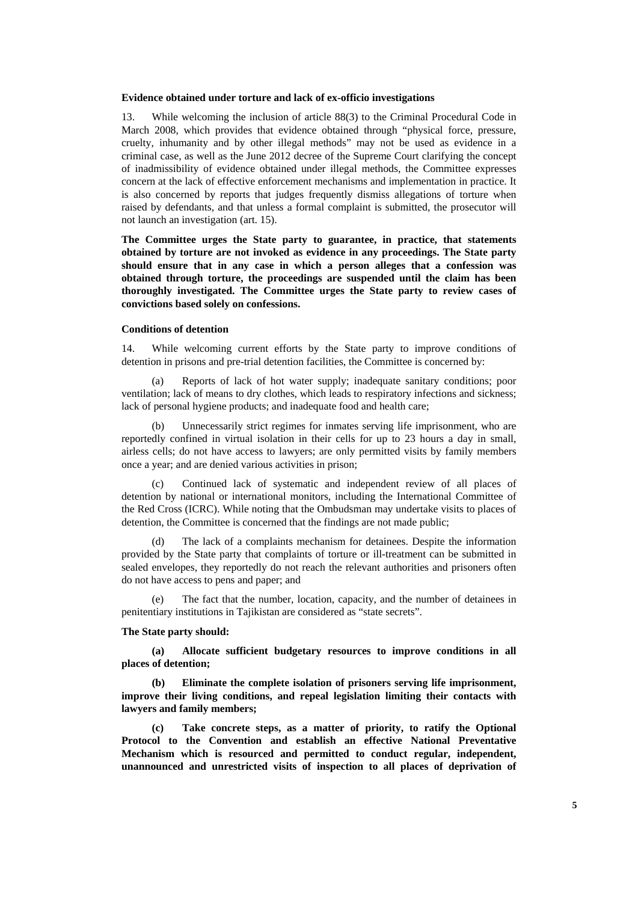**Evidence obtained under torture and lack of ex-officio investigations**

13. While welcoming the inclusion of article 88(3) to the Criminal Procedural Code in March 2008, which provides that evidence obtained through "physical force, pressure, cruelty, inhumanity and by other illegal methods" may not be used as evidence in a criminal case, as well as the June 2012 decree of the Supreme Court clarifying the concept of inadmissibility of evidence obtained under illegal methods, the Committee expresses concern at the lack of effective enforcement mechanisms and implementation in practice. It is also concerned by reports that judges frequently dismiss allegations of torture when raised by defendants, and that unless a formal complaint is submitted, the prosecutor will not launch an investigation (art. 15).

**The Committee urges the State party to guarantee, in practice, that statements obtained by torture are not invoked as evidence in any proceedings. The State party should ensure that in any case in which a person alleges that a confession was obtained through torture, the proceedings are suspended until the claim has been thoroughly investigated. The Committee urges the State party to review cases of convictions based solely on confessions.**

**Conditions of detention**

14. While welcoming current efforts by the State party to improve conditions of detention in prisons and pre-trial detention facilities, the Committee is concerned by:

(a) Reports of lack of hot water supply; inadequate sanitary conditions; poor ventilation; lack of means to dry clothes, which leads to respiratory infections and sickness; lack of personal hygiene products; and inadequate food and health care;

(b) Unnecessarily strict regimes for inmates serving life imprisonment, who are reportedly confined in virtual isolation in their cells for up to 23 hours a day in small, airless cells; do not have access to lawyers; are only permitted visits by family members once a year; and are denied various activities in prison;

(c) Continued lack of systematic and independent review of all places of detention by national or international monitors, including the International Committee of the Red Cross (ICRC). While noting that the Ombudsman may undertake visits to places of detention, the Committee is concerned that the findings are not made public;

(d) The lack of a complaints mechanism for detainees. Despite the information provided by the State party that complaints of torture or ill-treatment can be submitted in sealed envelopes, they reportedly do not reach the relevant authorities and prisoners often do not have access to pens and paper; and

(e) The fact that the number, location, capacity, and the number of detainees in penitentiary institutions in Tajikistan are considered as "state secrets".

**The State party should:**

**(a) Allocate sufficient budgetary resources to improve conditions in all places of detention;**

**(b) Eliminate the complete isolation of prisoners serving life imprisonment, improve their living conditions, and repeal legislation limiting their contacts with lawyers and family members;**

**(c) Take concrete steps, as a matter of priority, to ratify the Optional Protocol to the Convention and establish an effective National Preventative Mechanism which is resourced and permitted to conduct regular, independent, unannounced and unrestricted visits of inspection to all places of deprivation of**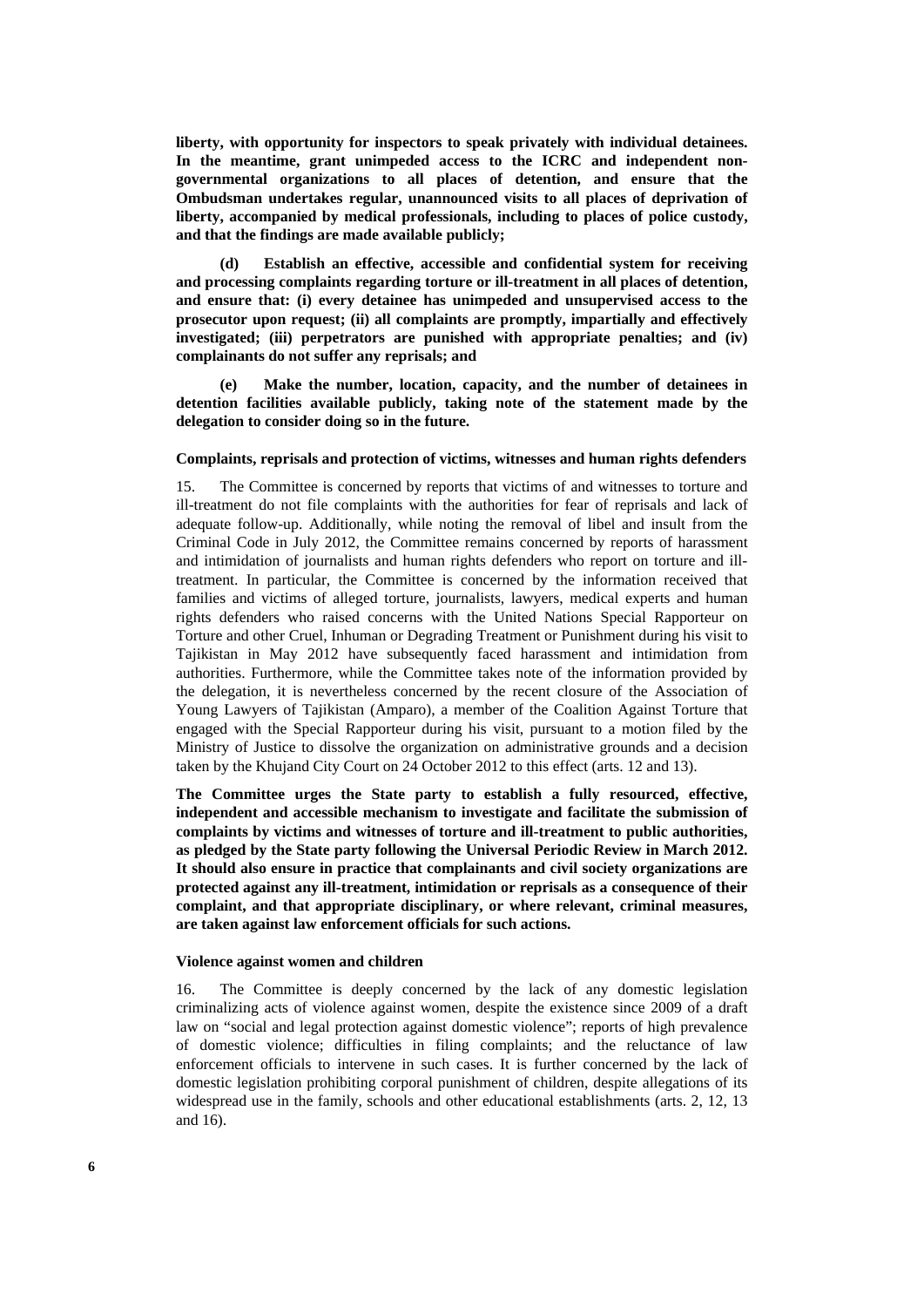**liberty, with opportunity for inspectors to speak privately with individual detainees. In the meantime, grant unimpeded access to the ICRC and independent non-governmental organizations to all places of detention, and ensure that the Ombudsman undertakes regular, unannounced visits to all places of deprivation of liberty, accompanied by medical professionals, including to places of police custody, and that the findings are made available publicly;**

**(d) Establish an effective, accessible and confidential system for receiving and processing complaints regarding torture or ill-treatment in all places of detention, and ensure that: (i) every detainee has unimpeded and unsupervised access to the prosecutor upon request; (ii) all complaints are promptly, impartially and effectively investigated; (iii) perpetrators are punished with appropriate penalties; and (iv) complainants do not suffer any reprisals; and**

**(e) Make the number, location, capacity, and the number of detainees in detention facilities available publicly, taking note of the statement made by the delegation to consider doing so in the future.**

#### Complaints, reprisals and protection of victims, witnesses and human rights defenders

15. The Committee is concerned by reports that victims of and witnesses to torture and ill-treatment do not file complaints with the authorities for fear of reprisals and lack of adequate follow-up. Additionally, while noting the removal of libel and insult from the Criminal Code in July 2012, the Committee remains concerned by reports of harassment and intimidation of journalists and human rights defenders who report on torture and ill-treatment. In particular, the Committee is concerned by the information received that families and victims of alleged torture, journalists, lawyers, medical experts and human rights defenders who raised concerns with the United Nations Special Rapporteur on Torture and other Cruel, Inhuman or Degrading Treatment or Punishment during his visit to Tajikistan in May 2012 have subsequently faced harassment and intimidation from authorities. Furthermore, while the Committee takes note of the information provided by the delegation, it is nevertheless concerned by the recent closure of the Association of Young Lawyers of Tajikistan (Amparo), a member of the Coalition Against Torture that engaged with the Special Rapporteur during his visit, pursuant to a motion filed by the Ministry of Justice to dissolve the organization on administrative grounds and a decision taken by the Khujand City Court on 24 October 2012 to this effect (arts. 12 and 13).

**The Committee urges the State party to establish a fully resourced, effective, independent and accessible mechanism to investigate and facilitate the submission of complaints by victims and witnesses of torture and ill-treatment to public authorities, as pledged by the State party following the Universal Periodic Review in March 2012. It should also ensure in practice that complainants and civil society organizations are protected against any ill-treatment, intimidation or reprisals as a consequence of their complaint, and that appropriate disciplinary, or where relevant, criminal measures, are taken against law enforcement officials for such actions.**

#### Violence against women and children

16. The Committee is deeply concerned by the lack of any domestic legislation criminalizing acts of violence against women, despite the existence since 2009 of a draft law on "social and legal protection against domestic violence"; reports of high prevalence of domestic violence; difficulties in filing complaints; and the reluctance of law enforcement officials to intervene in such cases. It is further concerned by the lack of domestic legislation prohibiting corporal punishment of children, despite allegations of its widespread use in the family, schools and other educational establishments (arts. 2, 12, 13 and 16).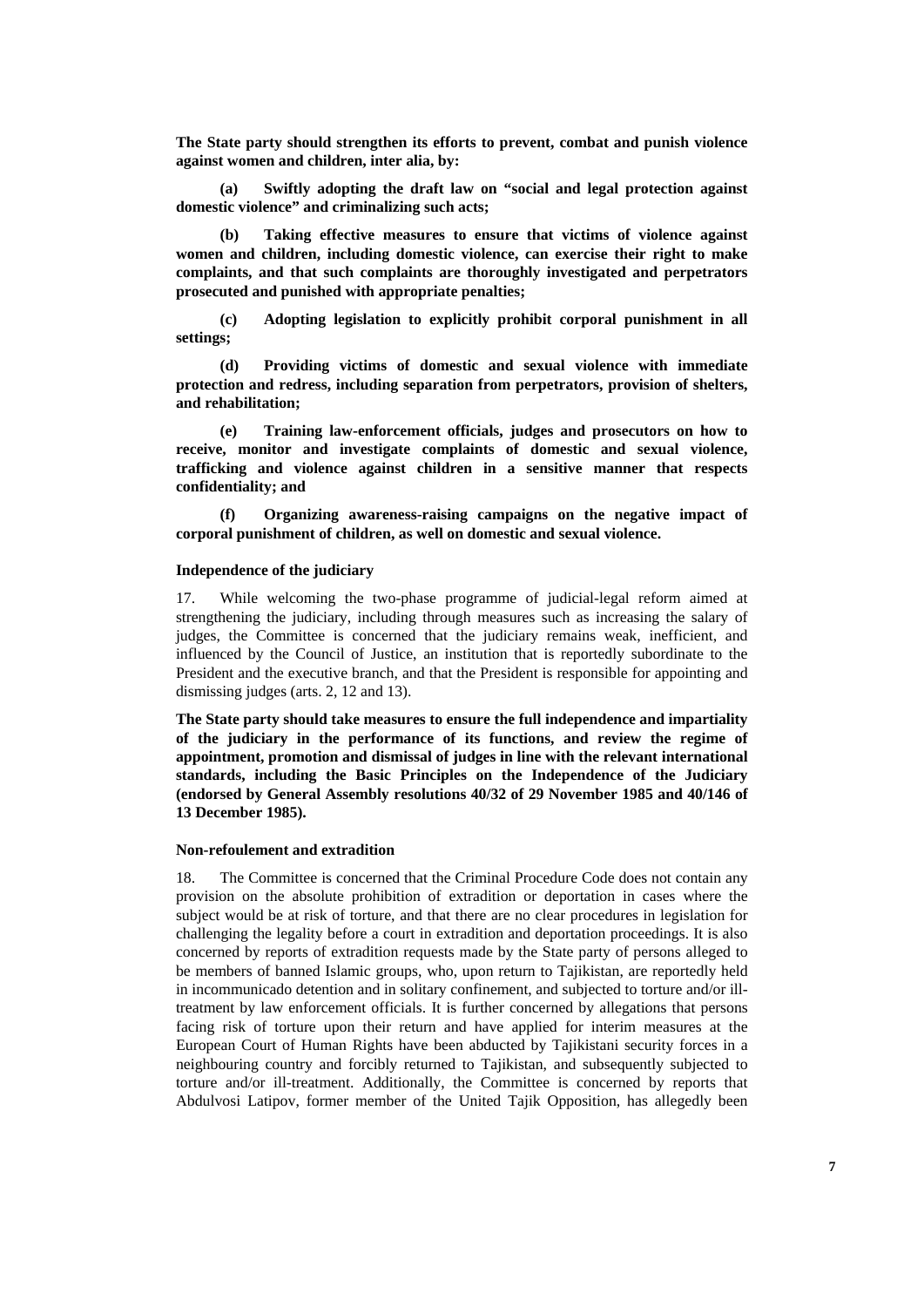**The State party should strengthen its efforts to prevent, combat and punish violence against women and children, inter alia, by:**

**(a) Swiftly adopting the draft law on "social and legal protection against domestic violence" and criminalizing such acts;**

**(b) Taking effective measures to ensure that victims of violence against women and children, including domestic violence, can exercise their right to make complaints, and that such complaints are thoroughly investigated and perpetrators prosecuted and punished with appropriate penalties;**

**(c) Adopting legislation to explicitly prohibit corporal punishment in all settings;**

**(d) Providing victims of domestic and sexual violence with immediate protection and redress, including separation from perpetrators, provision of shelters, and rehabilitation;**

**(e) Training law-enforcement officials, judges and prosecutors on how to receive, monitor and investigate complaints of domestic and sexual violence, trafficking and violence against children in a sensitive manner that respects confidentiality; and**

**(f) Organizing awareness-raising campaigns on the negative impact of corporal punishment of children, as well on domestic and sexual violence.**

#### Independence of the judiciary

17. While welcoming the two-phase programme of judicial-legal reform aimed at strengthening the judiciary, including through measures such as increasing the salary of judges, the Committee is concerned that the judiciary remains weak, inefficient, and influenced by the Council of Justice, an institution that is reportedly subordinate to the President and the executive branch, and that the President is responsible for appointing and dismissing judges (arts. 2, 12 and 13).

**The State party should take measures to ensure the full independence and impartiality of the judiciary in the performance of its functions, and review the regime of appointment, promotion and dismissal of judges in line with the relevant international standards, including the Basic Principles on the Independence of the Judiciary (endorsed by General Assembly resolutions 40/32 of 29 November 1985 and 40/146 of 13 December 1985).**

#### Non-refoulement and extradition

18. The Committee is concerned that the Criminal Procedure Code does not contain any provision on the absolute prohibition of extradition or deportation in cases where the subject would be at risk of torture, and that there are no clear procedures in legislation for challenging the legality before a court in extradition and deportation proceedings. It is also concerned by reports of extradition requests made by the State party of persons alleged to be members of banned Islamic groups, who, upon return to Tajikistan, are reportedly held in incommunicado detention and in solitary confinement, and subjected to torture and/or ill-treatment by law enforcement officials. It is further concerned by allegations that persons facing risk of torture upon their return and have applied for interim measures at the European Court of Human Rights have been abducted by Tajikistani security forces in a neighbouring country and forcibly returned to Tajikistan, and subsequently subjected to torture and/or ill-treatment. Additionally, the Committee is concerned by reports that Abdulvosi Latipov, former member of the United Tajik Opposition, has allegedly been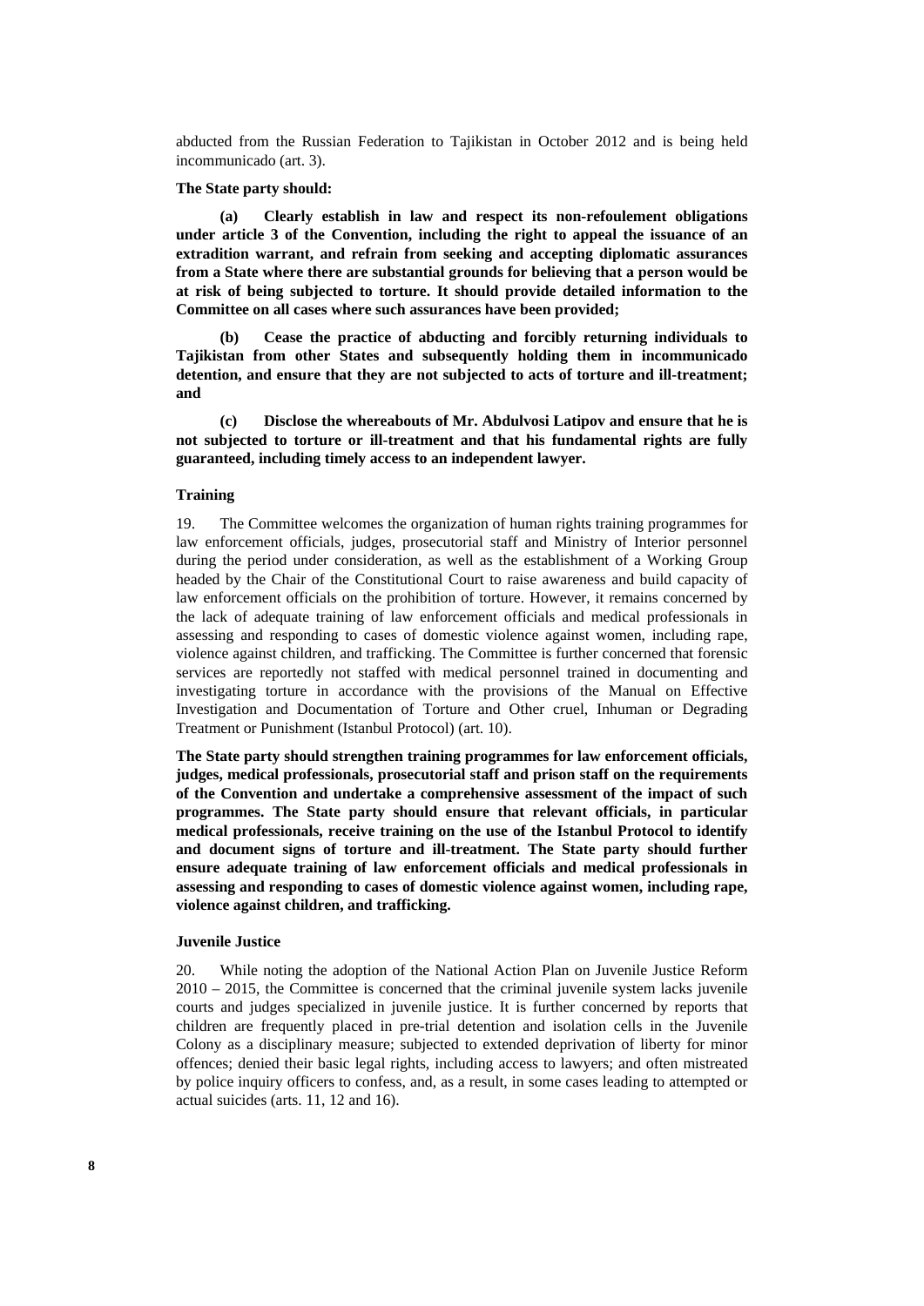abducted from the Russian Federation to Tajikistan in October 2012 and is being held incommunicado (art. 3).

**The State party should:**

**(a) Clearly establish in law and respect its non-refoulement obligations under article 3 of the Convention, including the right to appeal the issuance of an extradition warrant, and refrain from seeking and accepting diplomatic assurances from a State where there are substantial grounds for believing that a person would be at risk of being subjected to torture. It should provide detailed information to the Committee on all cases where such assurances have been provided;**

**(b) Cease the practice of abducting and forcibly returning individuals to Tajikistan from other States and subsequently holding them in incommunicado detention, and ensure that they are not subjected to acts of torture and ill-treatment; and**

**(c) Disclose the whereabouts of Mr. Abdulvosi Latipov and ensure that he is not subjected to torture or ill-treatment and that his fundamental rights are fully guaranteed, including timely access to an independent lawyer.**

#### Training

19. The Committee welcomes the organization of human rights training programmes for law enforcement officials, judges, prosecutorial staff and Ministry of Interior personnel during the period under consideration, as well as the establishment of a Working Group headed by the Chair of the Constitutional Court to raise awareness and build capacity of law enforcement officials on the prohibition of torture. However, it remains concerned by the lack of adequate training of law enforcement officials and medical professionals in assessing and responding to cases of domestic violence against women, including rape, violence against children, and trafficking. The Committee is further concerned that forensic services are reportedly not staffed with medical personnel trained in documenting and investigating torture in accordance with the provisions of the Manual on Effective Investigation and Documentation of Torture and Other cruel, Inhuman or Degrading Treatment or Punishment (Istanbul Protocol) (art. 10).

**The State party should strengthen training programmes for law enforcement officials, judges, medical professionals, prosecutorial staff and prison staff on the requirements of the Convention and undertake a comprehensive assessment of the impact of such programmes. The State party should ensure that relevant officials, in particular medical professionals, receive training on the use of the Istanbul Protocol to identify and document signs of torture and ill-treatment. The State party should further ensure adequate training of law enforcement officials and medical professionals in assessing and responding to cases of domestic violence against women, including rape, violence against children, and trafficking.**

#### Juvenile Justice

20. While noting the adoption of the National Action Plan on Juvenile Justice Reform 2010 – 2015, the Committee is concerned that the criminal juvenile system lacks juvenile courts and judges specialized in juvenile justice. It is further concerned by reports that children are frequently placed in pre-trial detention and isolation cells in the Juvenile Colony as a disciplinary measure; subjected to extended deprivation of liberty for minor offences; denied their basic legal rights, including access to lawyers; and often mistreated by police inquiry officers to confess, and, as a result, in some cases leading to attempted or actual suicides (arts. 11, 12 and 16).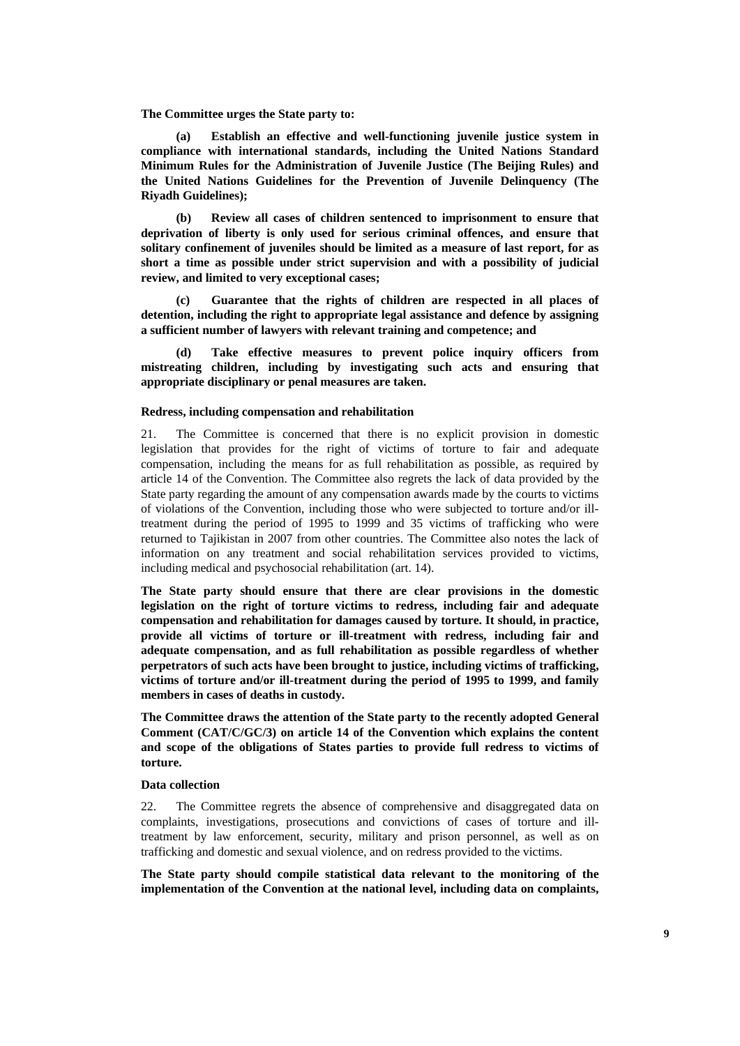**The Committee urges the State party to:**

**(a) Establish an effective and well-functioning juvenile justice system in compliance with international standards, including the United Nations Standard Minimum Rules for the Administration of Juvenile Justice (The Beijing Rules) and the United Nations Guidelines for the Prevention of Juvenile Delinquency (The Riyadh Guidelines);**

**(b) Review all cases of children sentenced to imprisonment to ensure that deprivation of liberty is only used for serious criminal offences, and ensure that solitary confinement of juveniles should be limited as a measure of last report, for as short a time as possible under strict supervision and with a possibility of judicial review, and limited to very exceptional cases;**

**(c) Guarantee that the rights of children are respected in all places of detention, including the right to appropriate legal assistance and defence by assigning a sufficient number of lawyers with relevant training and competence; and**

**(d) Take effective measures to prevent police inquiry officers from mistreating children, including by investigating such acts and ensuring that appropriate disciplinary or penal measures are taken.**

#### Redress, including compensation and rehabilitation

21. The Committee is concerned that there is no explicit provision in domestic legislation that provides for the right of victims of torture to fair and adequate compensation, including the means for as full rehabilitation as possible, as required by article 14 of the Convention. The Committee also regrets the lack of data provided by the State party regarding the amount of any compensation awards made by the courts to victims of violations of the Convention, including those who were subjected to torture and/or ill-treatment during the period of 1995 to 1999 and 35 victims of trafficking who were returned to Tajikistan in 2007 from other countries. The Committee also notes the lack of information on any treatment and social rehabilitation services provided to victims, including medical and psychosocial rehabilitation (art. 14).

**The State party should ensure that there are clear provisions in the domestic legislation on the right of torture victims to redress, including fair and adequate compensation and rehabilitation for damages caused by torture. It should, in practice, provide all victims of torture or ill-treatment with redress, including fair and adequate compensation, and as full rehabilitation as possible regardless of whether perpetrators of such acts have been brought to justice, including victims of trafficking, victims of torture and/or ill-treatment during the period of 1995 to 1999, and family members in cases of deaths in custody.**

**The Committee draws the attention of the State party to the recently adopted General Comment (CAT/C/GC/3) on article 14 of the Convention which explains the content and scope of the obligations of States parties to provide full redress to victims of torture.**

#### Data collection

22. The Committee regrets the absence of comprehensive and disaggregated data on complaints, investigations, prosecutions and convictions of cases of torture and ill-treatment by law enforcement, security, military and prison personnel, as well as on trafficking and domestic and sexual violence, and on redress provided to the victims.

**The State party should compile statistical data relevant to the monitoring of the implementation of the Convention at the national level, including data on complaints,**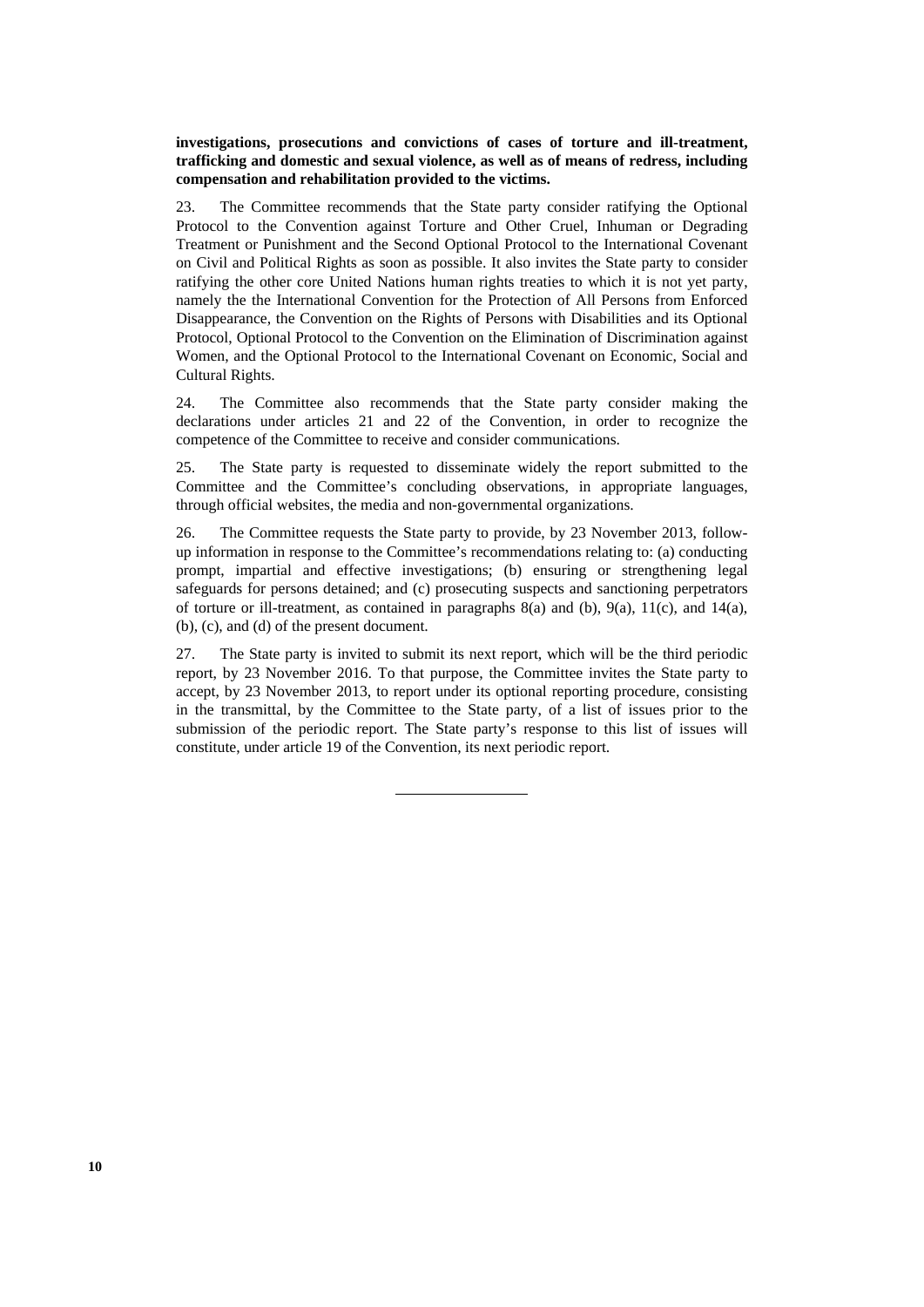**investigations, prosecutions and convictions of cases of torture and ill-treatment, trafficking and domestic and sexual violence, as well as of means of redress, including compensation and rehabilitation provided to the victims.**

23. The Committee recommends that the State party consider ratifying the Optional Protocol to the Convention against Torture and Other Cruel, Inhuman or Degrading Treatment or Punishment and the Second Optional Protocol to the International Covenant on Civil and Political Rights as soon as possible. It also invites the State party to consider ratifying the other core United Nations human rights treaties to which it is not yet party, namely the the International Convention for the Protection of All Persons from Enforced Disappearance, the Convention on the Rights of Persons with Disabilities and its Optional Protocol, Optional Protocol to the Convention on the Elimination of Discrimination against Women, and the Optional Protocol to the International Covenant on Economic, Social and Cultural Rights.

24. The Committee also recommends that the State party consider making the declarations under articles 21 and 22 of the Convention, in order to recognize the competence of the Committee to receive and consider communications.

25. The State party is requested to disseminate widely the report submitted to the Committee and the Committee's concluding observations, in appropriate languages, through official websites, the media and non-governmental organizations.

26. The Committee requests the State party to provide, by 23 November 2013, follow-up information in response to the Committee's recommendations relating to: (a) conducting prompt, impartial and effective investigations; (b) ensuring or strengthening legal safeguards for persons detained; and (c) prosecuting suspects and sanctioning perpetrators of torture or ill-treatment, as contained in paragraphs 8(a) and (b), 9(a), 11(c), and 14(a), (b), (c), and (d) of the present document.

27. The State party is invited to submit its next report, which will be the third periodic report, by 23 November 2016. To that purpose, the Committee invites the State party to accept, by 23 November 2013, to report under its optional reporting procedure, consisting in the transmittal, by the Committee to the State party, of a list of issues prior to the submission of the periodic report. The State party's response to this list of issues will constitute, under article 19 of the Convention, its next periodic report.